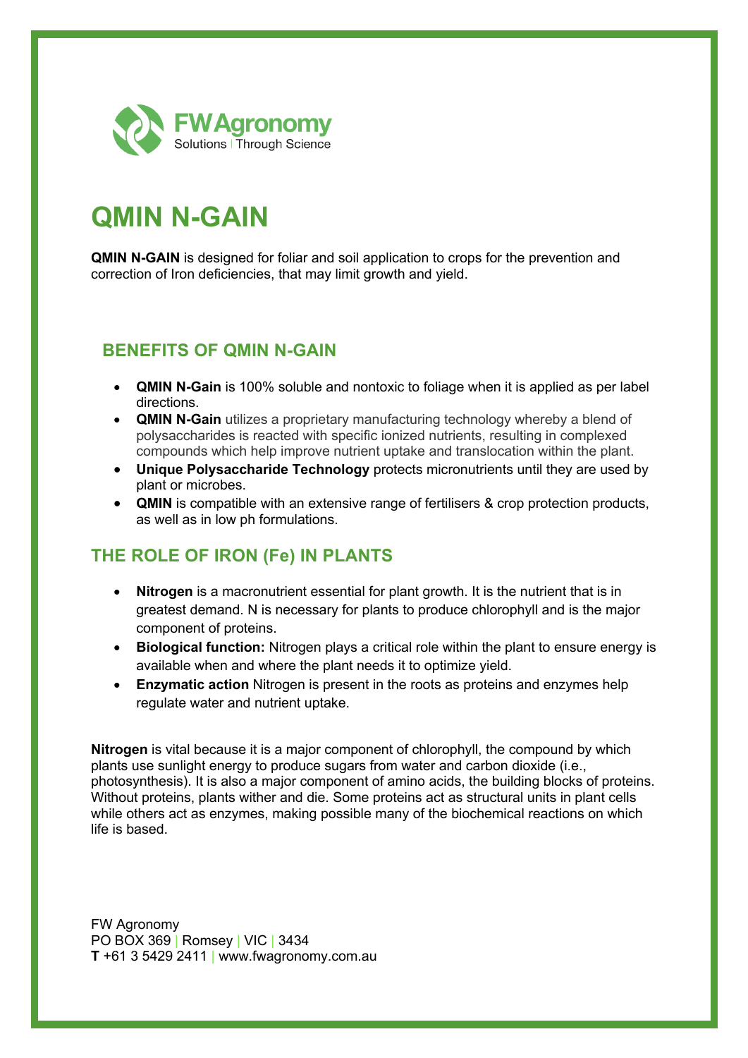FW Agronomy
Solutions | Through Science

# QMIN N-GAIN

**QMIN N-GAIN** is designed for foliar and soil application to crops for the prevention and correction of Iron deficiencies, that may limit growth and yield.

## BENEFITS OF QMIN N-GAIN

- **QMIN N-Gain** is 100% soluble and nontoxic to foliage when it is applied as per label directions.
- **QMIN N-Gain** utilizes a proprietary manufacturing technology whereby a blend of polysaccharides is reacted with specific ionized nutrients, resulting in complexed compounds which help improve nutrient uptake and translocation within the plant.
- **Unique Polysaccharide Technology** protects micronutrients until they are used by plant or microbes.
- **QMIN** is compatible with an extensive range of fertilisers & crop protection products, as well as in low ph formulations.

## THE ROLE OF IRON (Fe) IN PLANTS

- **Nitrogen** is a macronutrient essential for plant growth. It is the nutrient that is in greatest demand. N is necessary for plants to produce chlorophyll and is the major component of proteins.
- **Biological function:** Nitrogen plays a critical role within the plant to ensure energy is available when and where the plant needs it to optimize yield.
- **Enzymatic action** Nitrogen is present in the roots as proteins and enzymes help regulate water and nutrient uptake.

**Nitrogen** is vital because it is a major component of chlorophyll, the compound by which plants use sunlight energy to produce sugars from water and carbon dioxide (i.e., photosynthesis). It is also a major component of amino acids, the building blocks of proteins. Without proteins, plants wither and die. Some proteins act as structural units in plant cells while others act as enzymes, making possible many of the biochemical reactions on which life is based.

FW Agronomy
PO BOX 369 | Romsey | VIC | 3434
**T** +61 3 5429 2411 | www.fwagronomy.com.au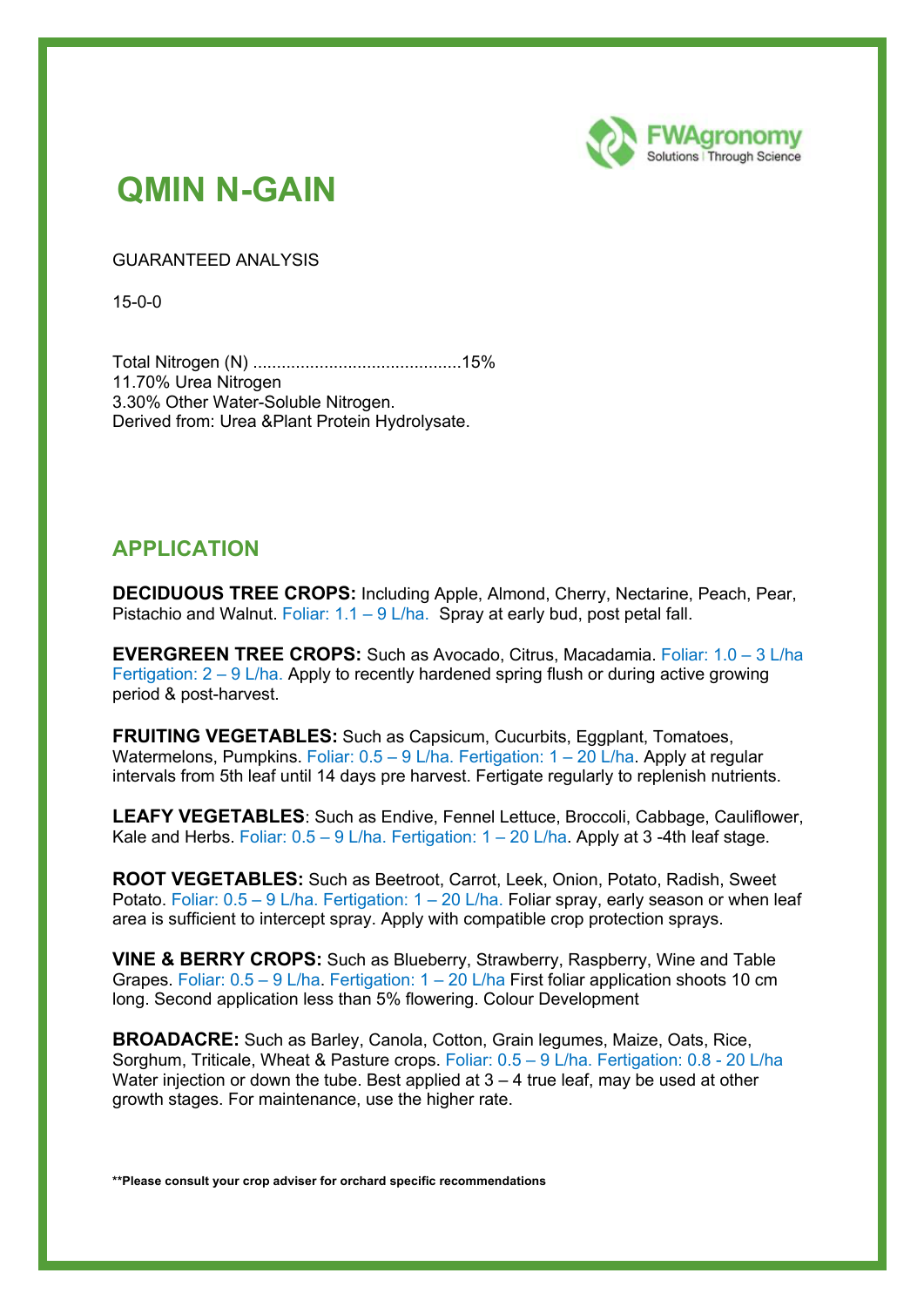# QMIN N-GAIN

GUARANTEED ANALYSIS

15-0-0

Total Nitrogen (N) ...........................................15%
11.70% Urea Nitrogen
3.30% Other Water-Soluble Nitrogen.
Derived from: Urea &Plant Protein Hydrolysate.

## APPLICATION

**DECIDUOUS TREE CROPS:** Including Apple, Almond, Cherry, Nectarine, Peach, Pear, Pistachio and Walnut. Foliar: 1.1 – 9 L/ha. Spray at early bud, post petal fall.

**EVERGREEN TREE CROPS:** Such as Avocado, Citrus, Macadamia. Foliar: 1.0 – 3 L/ha Fertigation: 2 – 9 L/ha. Apply to recently hardened spring flush or during active growing period & post-harvest.

**FRUITING VEGETABLES:** Such as Capsicum, Cucurbits, Eggplant, Tomatoes, Watermelons, Pumpkins. Foliar: 0.5 – 9 L/ha. Fertigation: 1 – 20 L/ha. Apply at regular intervals from 5th leaf until 14 days pre harvest. Fertigate regularly to replenish nutrients.

**LEAFY VEGETABLES**: Such as Endive, Fennel Lettuce, Broccoli, Cabbage, Cauliflower, Kale and Herbs. Foliar: 0.5 – 9 L/ha. Fertigation: 1 – 20 L/ha. Apply at 3 -4th leaf stage.

**ROOT VEGETABLES:** Such as Beetroot, Carrot, Leek, Onion, Potato, Radish, Sweet Potato. Foliar: 0.5 – 9 L/ha. Fertigation: 1 – 20 L/ha. Foliar spray, early season or when leaf area is sufficient to intercept spray. Apply with compatible crop protection sprays.

**VINE & BERRY CROPS:** Such as Blueberry, Strawberry, Raspberry, Wine and Table Grapes. Foliar: 0.5 – 9 L/ha. Fertigation: 1 – 20 L/ha First foliar application shoots 10 cm long. Second application less than 5% flowering. Colour Development

**BROADACRE:** Such as Barley, Canola, Cotton, Grain legumes, Maize, Oats, Rice, Sorghum, Triticale, Wheat & Pasture crops. Foliar: 0.5 – 9 L/ha. Fertigation: 0.8 - 20 L/ha Water injection or down the tube. Best applied at 3 – 4 true leaf, may be used at other growth stages. For maintenance, use the higher rate.

**\*\*Please consult your crop adviser for orchard specific recommendations**